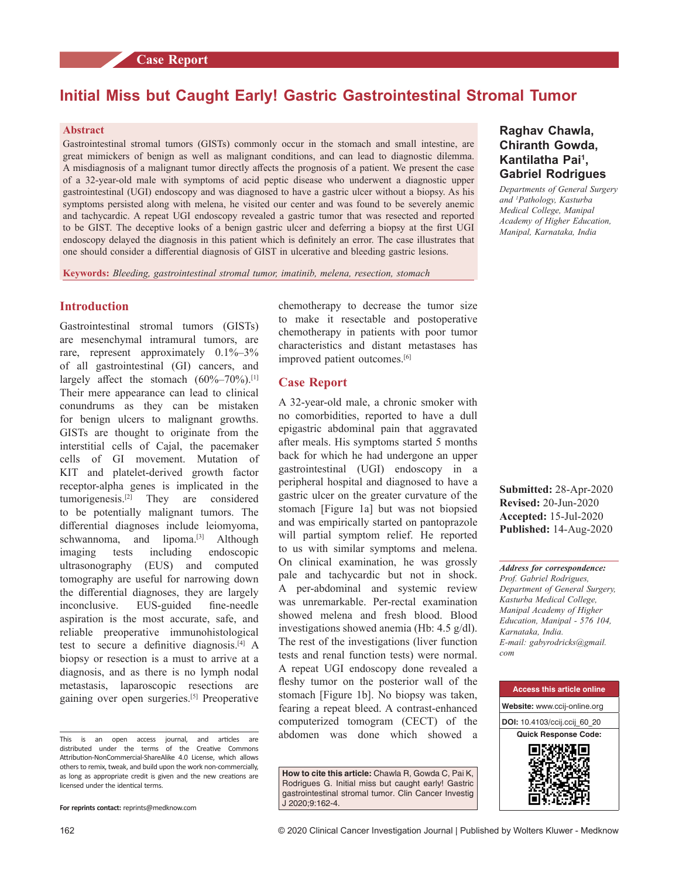Case Report

# Initial Miss but Caught Early! Gastric Gastrointestinal Stromal Tumor

**Raghav Chawla, Chiranth Gowda, Kantilatha Pai[1], Gabriel Rodrigues**

*Departments of General Surgery and [1]Pathology, Kasturba Medical College, Manipal Academy of Higher Education, Manipal, Karnataka, India*

## Abstract

Gastrointestinal stromal tumors (GISTs) commonly occur in the stomach and small intestine, are great mimickers of benign as well as malignant conditions, and can lead to diagnostic dilemma. A misdiagnosis of a malignant tumor directly affects the prognosis of a patient. We present the case of a 32-year-old male with symptoms of acid peptic disease who underwent a diagnostic upper gastrointestinal (UGI) endoscopy and was diagnosed to have a gastric ulcer without a biopsy. As his symptoms persisted along with melena, he visited our center and was found to be severely anemic and tachycardic. A repeat UGI endoscopy revealed a gastric tumor that was resected and reported to be GIST. The deceptive looks of a benign gastric ulcer and deferring a biopsy at the first UGI endoscopy delayed the diagnosis in this patient which is definitely an error. The case illustrates that one should consider a differential diagnosis of GIST in ulcerative and bleeding gastric lesions.

**Keywords:** *Bleeding, gastrointestinal stromal tumor, imatinib, melena, resection, stomach*

## Introduction

Gastrointestinal stromal tumors (GISTs) are mesenchymal intramural tumors, are rare, represent approximately 0.1%–3% of all gastrointestinal (GI) cancers, and largely affect the stomach (60%–70%).[1] Their mere appearance can lead to clinical conundrums as they can be mistaken for benign ulcers to malignant growths. GISTs are thought to originate from the interstitial cells of Cajal, the pacemaker cells of GI movement. Mutation of KIT and platelet-derived growth factor receptor-alpha genes is implicated in the tumorigenesis.[2] They are considered to be potentially malignant tumors. The differential diagnoses include leiomyoma, schwannoma, and lipoma.[3] Although imaging tests including endoscopic ultrasonography (EUS) and computed tomography are useful for narrowing down the differential diagnoses, they are largely inconclusive. EUS-guided fine-needle aspiration is the most accurate, safe, and reliable preoperative immunohistological test to secure a definitive diagnosis.[4] A biopsy or resection is a must to arrive at a diagnosis, and as there is no lymph nodal metastasis, laparoscopic resections are gaining over open surgeries.[5] Preoperative chemotherapy to decrease the tumor size to make it resectable and postoperative chemotherapy in patients with poor tumor characteristics and distant metastases has improved patient outcomes.[6]

## Case Report

A 32-year-old male, a chronic smoker with no comorbidities, reported to have a dull epigastric abdominal pain that aggravated after meals. His symptoms started 5 months back for which he had undergone an upper gastrointestinal (UGI) endoscopy in a peripheral hospital and diagnosed to have a gastric ulcer on the greater curvature of the stomach [Figure 1a] but was not biopsied and was empirically started on pantoprazole will partial symptom relief. He reported to us with similar symptoms and melena. On clinical examination, he was grossly pale and tachycardic but not in shock. A per-abdominal and systemic review was unremarkable. Per-rectal examination showed melena and fresh blood. Blood investigations showed anemia (Hb: 4.5 g/dl). The rest of the investigations (liver function tests and renal function tests) were normal. A repeat UGI endoscopy done revealed a fleshy tumor on the posterior wall of the stomach [Figure 1b]. No biopsy was taken, fearing a repeat bleed. A contrast-enhanced computerized tomogram (CECT) of the abdomen was done which showed a

**Submitted:** 28-Apr-2020
**Revised:** 20-Jun-2020
**Accepted:** 15-Jul-2020
**Published:** 14-Aug-2020

***Address for correspondence:***
*Prof. Gabriel Rodrigues, Department of General Surgery, Kasturba Medical College, Manipal Academy of Higher Education, Manipal - 576 104, Karnataka, India.*
*E-mail: gabyrodricks@gmail.com*

Access this article online
Website: www.ccij-online.org
DOI: 10.4103/ccij.ccij_60_20
Quick Response Code:

This is an open access journal, and articles are distributed under the terms of the Creative Commons Attribution-NonCommercial-ShareAlike 4.0 License, which allows others to remix, tweak, and build upon the work non-commercially, as long as appropriate credit is given and the new creations are licensed under the identical terms.

**For reprints contact:** reprints@medknow.com

**How to cite this article:** Chawla R, Gowda C, Pai K, Rodrigues G. Initial miss but caught early! Gastric gastrointestinal stromal tumor. Clin Cancer Investig J 2020;9:162-4.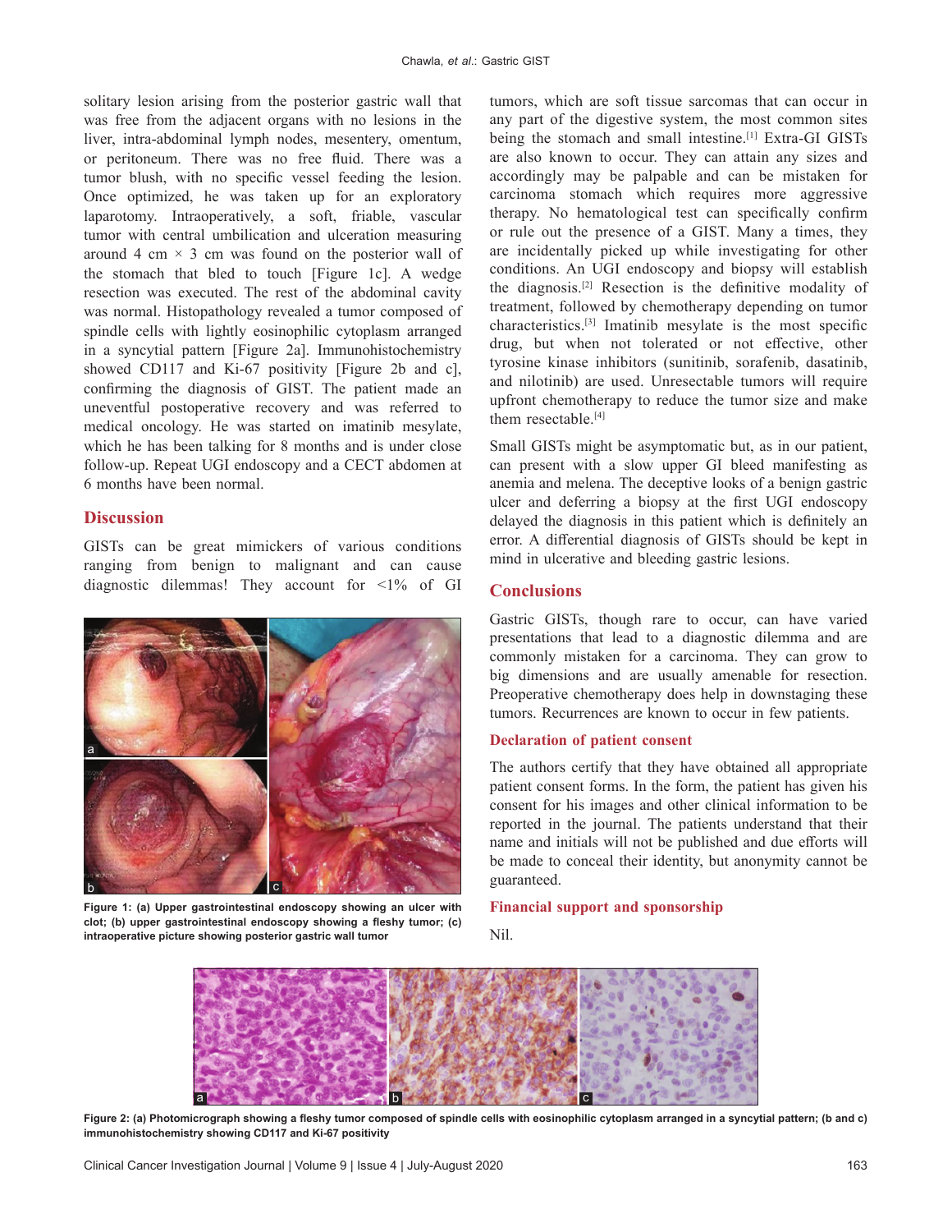solitary lesion arising from the posterior gastric wall that was free from the adjacent organs with no lesions in the liver, intra-abdominal lymph nodes, mesentery, omentum, or peritoneum. There was no free fluid. There was a tumor blush, with no specific vessel feeding the lesion. Once optimized, he was taken up for an exploratory laparotomy. Intraoperatively, a soft, friable, vascular tumor with central umbilication and ulceration measuring around 4 cm × 3 cm was found on the posterior wall of the stomach that bled to touch [Figure 1c]. A wedge resection was executed. The rest of the abdominal cavity was normal. Histopathology revealed a tumor composed of spindle cells with lightly eosinophilic cytoplasm arranged in a syncytial pattern [Figure 2a]. Immunohistochemistry showed CD117 and Ki-67 positivity [Figure 2b and c], confirming the diagnosis of GIST. The patient made an uneventful postoperative recovery and was referred to medical oncology. He was started on imatinib mesylate, which he has been talking for 8 months and is under close follow-up. Repeat UGI endoscopy and a CECT abdomen at 6 months have been normal.

## Discussion

GISTs can be great mimickers of various conditions ranging from benign to malignant and can cause diagnostic dilemmas! They account for <1% of GI tumors, which are soft tissue sarcomas that can occur in any part of the digestive system, the most common sites being the stomach and small intestine.[1] Extra-GI GISTs are also known to occur. They can attain any sizes and accordingly may be palpable and can be mistaken for carcinoma stomach which requires more aggressive therapy. No hematological test can specifically confirm or rule out the presence of a GIST. Many a times, they are incidentally picked up while investigating for other conditions. An UGI endoscopy and biopsy will establish the diagnosis.[2] Resection is the definitive modality of treatment, followed by chemotherapy depending on tumor characteristics.[3] Imatinib mesylate is the most specific drug, but when not tolerated or not effective, other tyrosine kinase inhibitors (sunitinib, sorafenib, dasatinib, and nilotinib) are used. Unresectable tumors will require upfront chemotherapy to reduce the tumor size and make them resectable.[4]

Figure 1: (a) Upper gastrointestinal endoscopy showing an ulcer with clot; (b) upper gastrointestinal endoscopy showing a fleshy tumor; (c) intraoperative picture showing posterior gastric wall tumor

Small GISTs might be asymptomatic but, as in our patient, can present with a slow upper GI bleed manifesting as anemia and melena. The deceptive looks of a benign gastric ulcer and deferring a biopsy at the first UGI endoscopy delayed the diagnosis in this patient which is definitely an error. A differential diagnosis of GISTs should be kept in mind in ulcerative and bleeding gastric lesions.

## Conclusions

Gastric GISTs, though rare to occur, can have varied presentations that lead to a diagnostic dilemma and are commonly mistaken for a carcinoma. They can grow to big dimensions and are usually amenable for resection. Preoperative chemotherapy does help in downstaging these tumors. Recurrences are known to occur in few patients.

### Declaration of patient consent

The authors certify that they have obtained all appropriate patient consent forms. In the form, the patient has given his consent for his images and other clinical information to be reported in the journal. The patients understand that their name and initials will not be published and due efforts will be made to conceal their identity, but anonymity cannot be guaranteed.

### Financial support and sponsorship

Nil.

Figure 2: (a) Photomicrograph showing a fleshy tumor composed of spindle cells with eosinophilic cytoplasm arranged in a syncytial pattern; (b and c) immunohistochemistry showing CD117 and Ki-67 positivity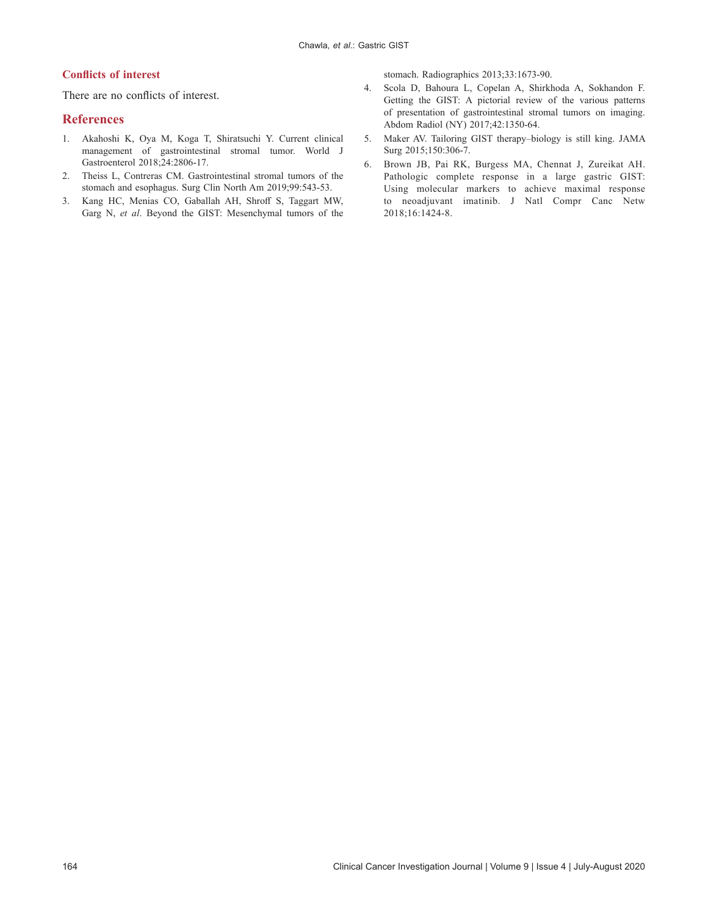### Conflicts of interest

There are no conflicts of interest.

## References

1. Akahoshi K, Oya M, Koga T, Shiratsuchi Y. Current clinical management of gastrointestinal stromal tumor. World J Gastroenterol 2018;24:2806-17.
2. Theiss L, Contreras CM. Gastrointestinal stromal tumors of the stomach and esophagus. Surg Clin North Am 2019;99:543-53.
3. Kang HC, Menias CO, Gaballah AH, Shroff S, Taggart MW, Garg N, *et al*. Beyond the GIST: Mesenchymal tumors of the stomach. Radiographics 2013;33:1673-90.
4. Scola D, Bahoura L, Copelan A, Shirkhoda A, Sokhandon F. Getting the GIST: A pictorial review of the various patterns of presentation of gastrointestinal stromal tumors on imaging. Abdom Radiol (NY) 2017;42:1350-64.
5. Maker AV. Tailoring GIST therapy–biology is still king. JAMA Surg 2015;150:306-7.
6. Brown JB, Pai RK, Burgess MA, Chennat J, Zureikat AH. Pathologic complete response in a large gastric GIST: Using molecular markers to achieve maximal response to neoadjuvant imatinib. J Natl Compr Canc Netw 2018;16:1424-8.